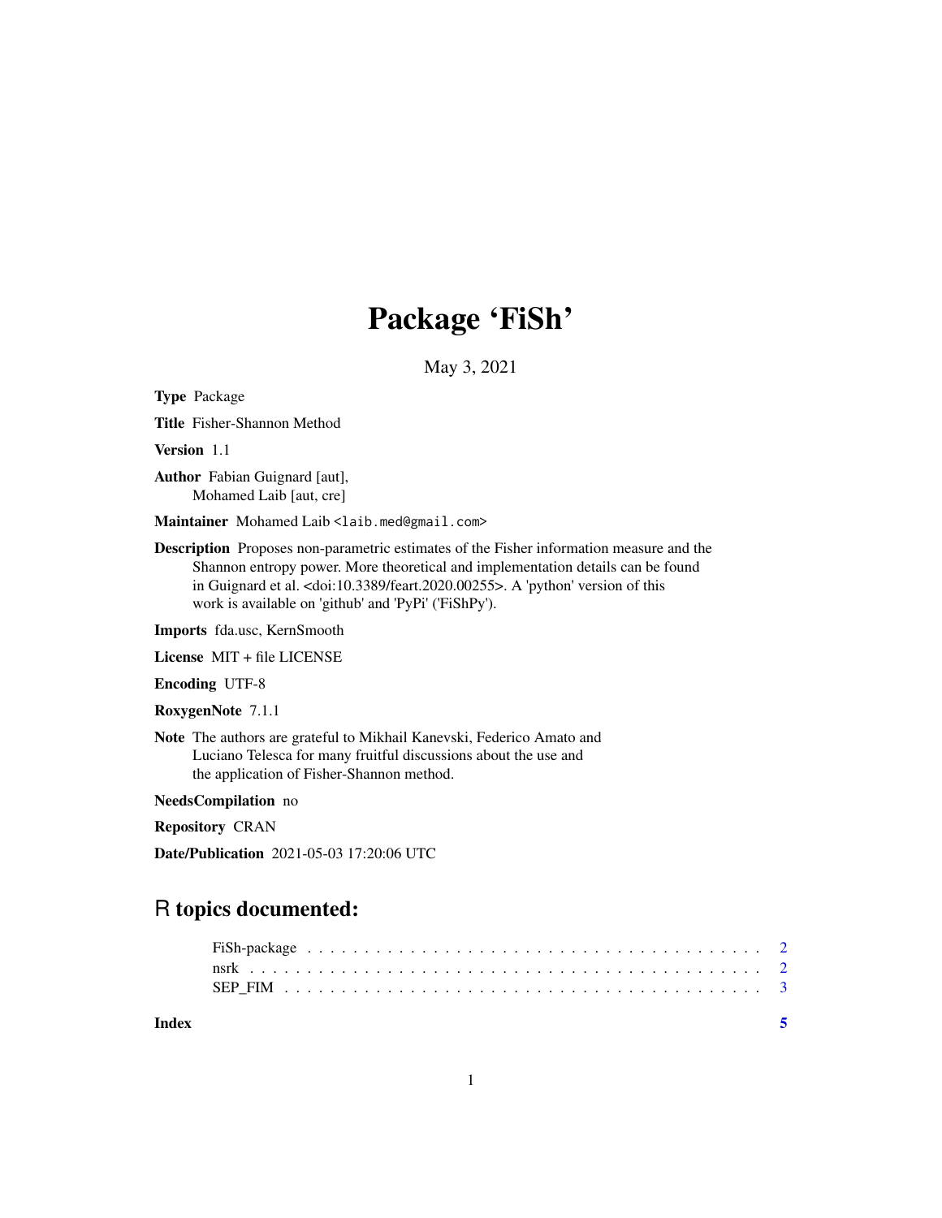# Package 'FiSh'

May 3, 2021

**Type** Package

**Title** Fisher-Shannon Method

**Version** 1.1

**Author** Fabian Guignard [aut],
Mohamed Laib [aut, cre]

**Maintainer** Mohamed Laib <laib.med@gmail.com>

**Description** Proposes non-parametric estimates of the Fisher information measure and the Shannon entropy power. More theoretical and implementation details can be found in Guignard et al. <doi:10.3389/feart.2020.00255>. A 'python' version of this work is available on 'github' and 'PyPi' ('FiShPy').

**Imports** fda.usc, KernSmooth

**License** MIT + file LICENSE

**Encoding** UTF-8

**RoxygenNote** 7.1.1

**Note** The authors are grateful to Mikhail Kanevski, Federico Amato and Luciano Telesca for many fruitful discussions about the use and the application of Fisher-Shannon method.

**NeedsCompilation** no

**Repository** CRAN

**Date/Publication** 2021-05-03 17:20:06 UTC

## R topics documented:

- FiSh-package . . . . . . . . . . . . . . . . . . . . . . . . . . . . . . . . . . . . . . . . 2
- nsrk . . . . . . . . . . . . . . . . . . . . . . . . . . . . . . . . . . . . . . . . . . . . . 2
- SEP_FIM . . . . . . . . . . . . . . . . . . . . . . . . . . . . . . . . . . . . . . . . . . 3

**Index** 5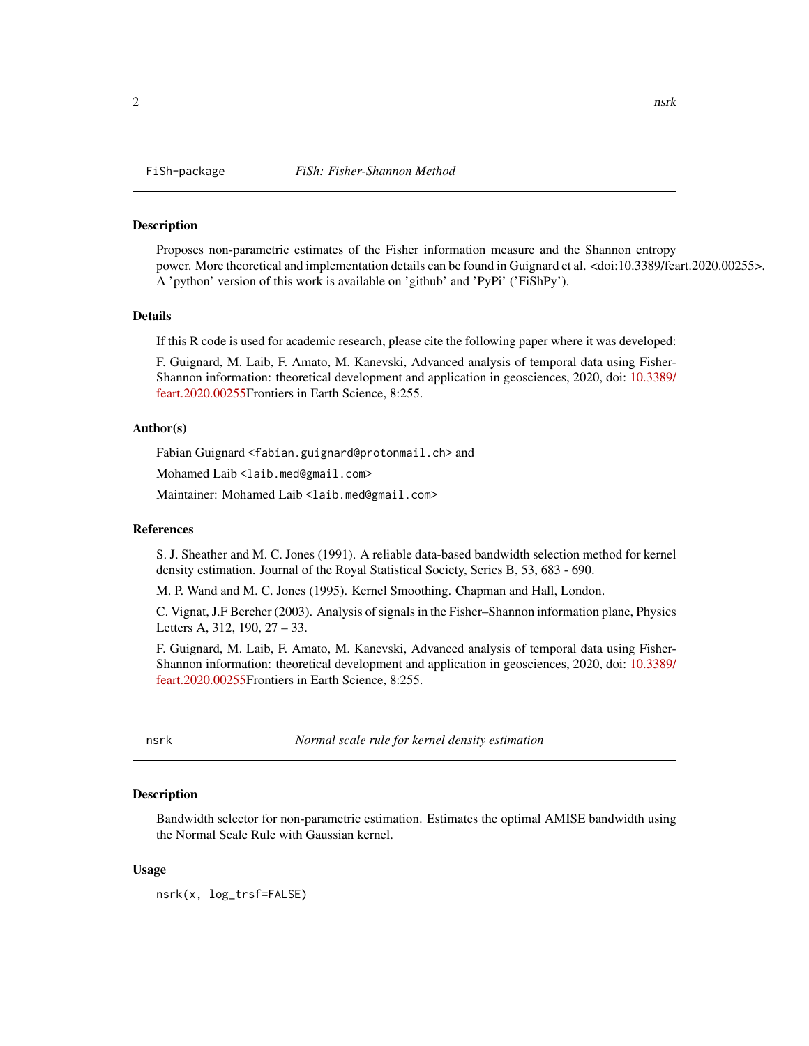## FiSh-package — *FiSh: Fisher-Shannon Method*

### Description

Proposes non-parametric estimates of the Fisher information measure and the Shannon entropy power. More theoretical and implementation details can be found in Guignard et al. <doi:10.3389/feart.2020.00255>. A 'python' version of this work is available on 'github' and 'PyPi' ('FiShPy').

### Details

If this R code is used for academic research, please cite the following paper where it was developed:

F. Guignard, M. Laib, F. Amato, M. Kanevski, Advanced analysis of temporal data using Fisher-Shannon information: theoretical development and application in geosciences, 2020, doi: 10.3389/feart.2020.00255Frontiers in Earth Science, 8:255.

### Author(s)

Fabian Guignard <fabian.guignard@protonmail.ch> and

Mohamed Laib <laib.med@gmail.com>

Maintainer: Mohamed Laib <laib.med@gmail.com>

### References

S. J. Sheather and M. C. Jones (1991). A reliable data-based bandwidth selection method for kernel density estimation. Journal of the Royal Statistical Society, Series B, 53, 683 - 690.

M. P. Wand and M. C. Jones (1995). Kernel Smoothing. Chapman and Hall, London.

C. Vignat, J.F Bercher (2003). Analysis of signals in the Fisher–Shannon information plane, Physics Letters A, 312, 190, 27 – 33.

F. Guignard, M. Laib, F. Amato, M. Kanevski, Advanced analysis of temporal data using Fisher-Shannon information: theoretical development and application in geosciences, 2020, doi: 10.3389/feart.2020.00255Frontiers in Earth Science, 8:255.

## nsrk — *Normal scale rule for kernel density estimation*

### Description

Bandwidth selector for non-parametric estimation. Estimates the optimal AMISE bandwidth using the Normal Scale Rule with Gaussian kernel.

### Usage

```
nsrk(x, log_trsf=FALSE)
```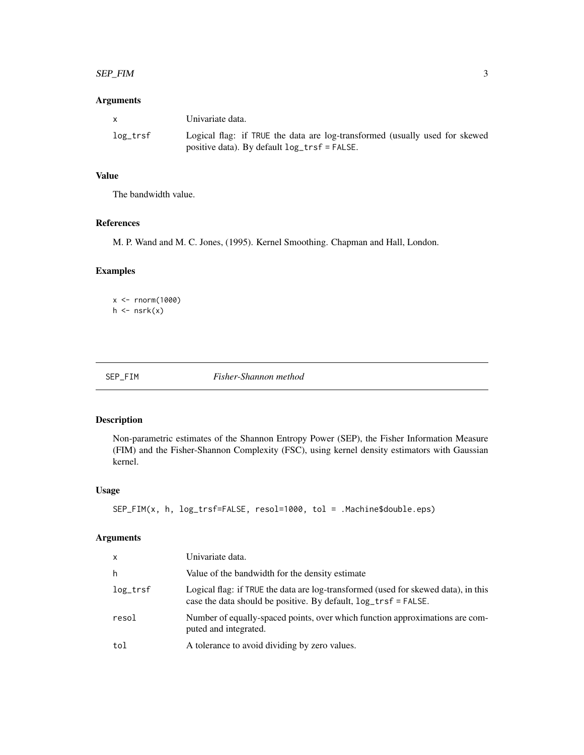### Arguments

| | |
|---|---|
| x | Univariate data. |
| log_trsf | Logical flag: if TRUE the data are log-transformed (usually used for skewed positive data). By default log_trsf = FALSE. |

### Value

The bandwidth value.

### References

M. P. Wand and M. C. Jones, (1995). Kernel Smoothing. Chapman and Hall, London.

### Examples

```
x <- rnorm(1000)
h <- nsrk(x)
```

---

## SEP_FIM    *Fisher-Shannon method*

---

### Description

Non-parametric estimates of the Shannon Entropy Power (SEP), the Fisher Information Measure (FIM) and the Fisher-Shannon Complexity (FSC), using kernel density estimators with Gaussian kernel.

### Usage

```
SEP_FIM(x, h, log_trsf=FALSE, resol=1000, tol = .Machine$double.eps)
```

### Arguments

| | |
|---|---|
| x | Univariate data. |
| h | Value of the bandwidth for the density estimate |
| log_trsf | Logical flag: if TRUE the data are log-transformed (used for skewed data), in this case the data should be positive. By default, log_trsf = FALSE. |
| resol | Number of equally-spaced points, over which function approximations are computed and integrated. |
| tol | A tolerance to avoid dividing by zero values. |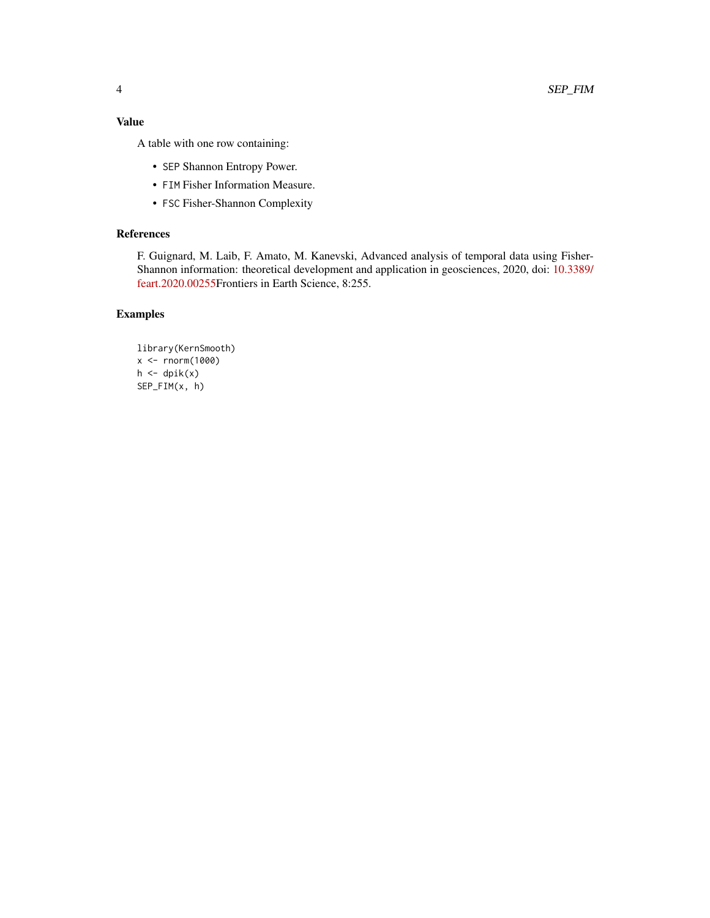## Value

A table with one row containing:

- `SEP` Shannon Entropy Power.
- `FIM` Fisher Information Measure.
- `FSC` Fisher-Shannon Complexity

## References

F. Guignard, M. Laib, F. Amato, M. Kanevski, Advanced analysis of temporal data using Fisher-Shannon information: theoretical development and application in geosciences, 2020, doi: 10.3389/feart.2020.00255Frontiers in Earth Science, 8:255.

## Examples

```
library(KernSmooth)
x <- rnorm(1000)
h <- dpik(x)
SEP_FIM(x, h)
```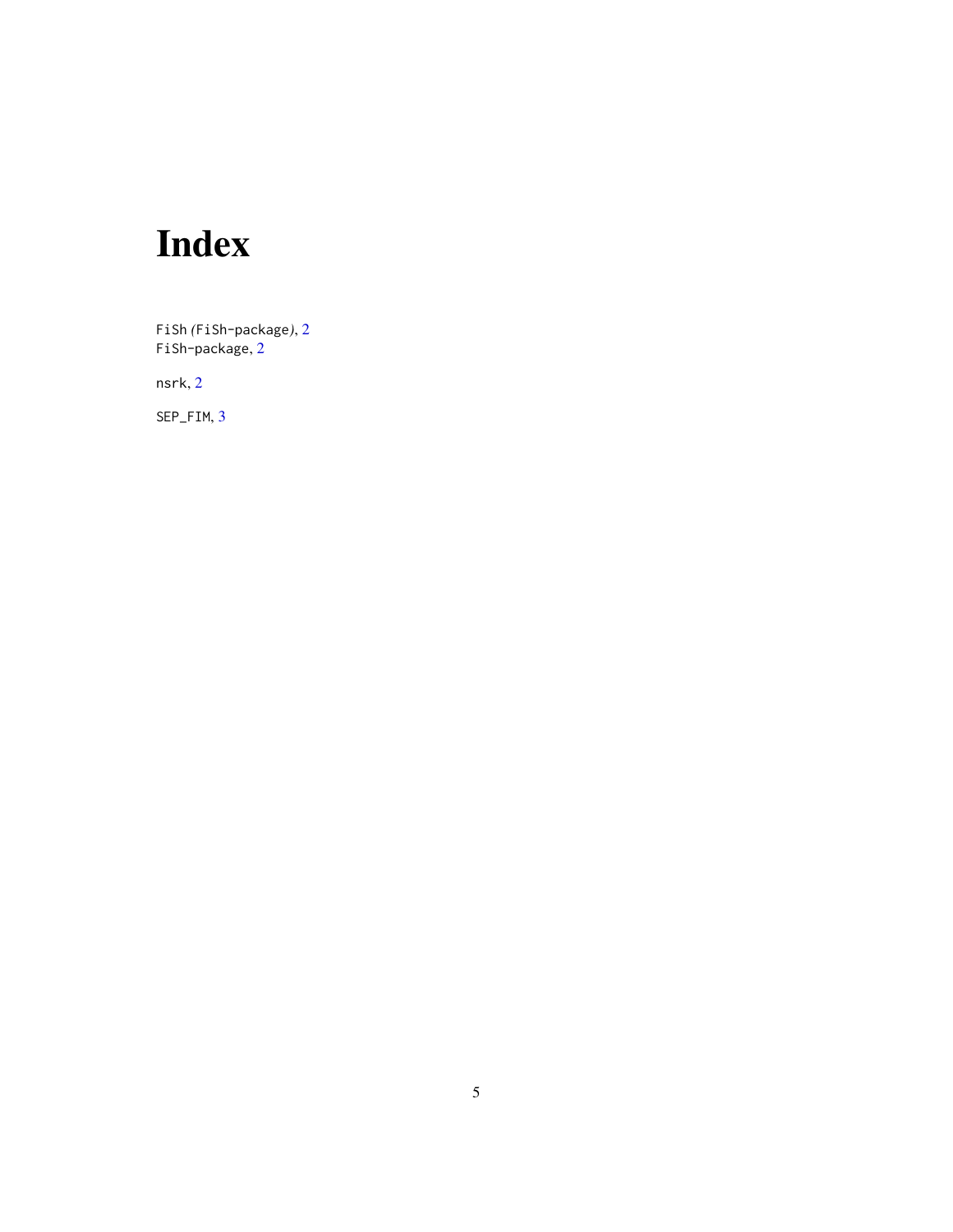# Index

FiSh (FiSh-package), 2
FiSh-package, 2

nsrk, 2

SEP_FIM, 3